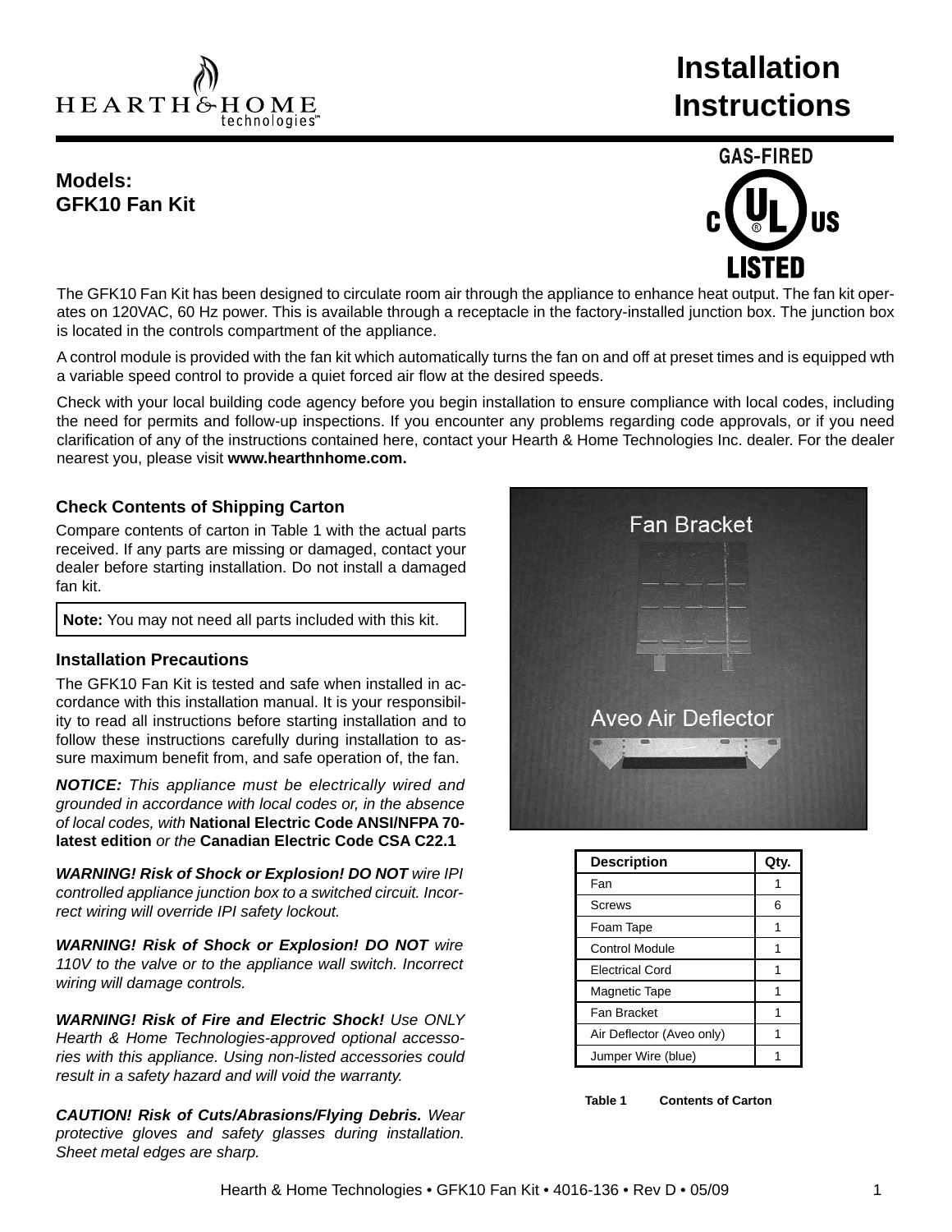# Installation Instructions

**Models:**
**GFK10 Fan Kit**

GAS-FIRED
c UL US
LISTED

The GFK10 Fan Kit has been designed to circulate room air through the appliance to enhance heat output. The fan kit operates on 120VAC, 60 Hz power. This is available through a receptacle in the factory-installed junction box. The junction box is located in the controls compartment of the appliance.

A control module is provided with the fan kit which automatically turns the fan on and off at preset times and is equipped wth a variable speed control to provide a quiet forced air flow at the desired speeds.

Check with your local building code agency before you begin installation to ensure compliance with local codes, including the need for permits and follow-up inspections. If you encounter any problems regarding code approvals, or if you need clarification of any of the instructions contained here, contact your Hearth & Home Technologies Inc. dealer. For the dealer nearest you, please visit **www.hearthnhome.com.**

### Check Contents of Shipping Carton

Compare contents of carton in Table 1 with the actual parts received. If any parts are missing or damaged, contact your dealer before starting installation. Do not install a damaged fan kit.

**Note:** You may not need all parts included with this kit.

### Installation Precautions

The GFK10 Fan Kit is tested and safe when installed in accordance with this installation manual. It is your responsibility to read all instructions before starting installation and to follow these instructions carefully during installation to assure maximum benefit from, and safe operation of, the fan.

***NOTICE:*** *This appliance must be electrically wired and grounded in accordance with local codes or, in the absence of local codes, with* **National Electric Code ANSI/NFPA 70-latest edition** *or the* **Canadian Electric Code CSA C22.1**

***WARNING! Risk of Shock or Explosion! DO NOT*** *wire IPI controlled appliance junction box to a switched circuit. Incorrect wiring will override IPI safety lockout.*

***WARNING! Risk of Shock or Explosion! DO NOT*** *wire 110V to the valve or to the appliance wall switch. Incorrect wiring will damage controls.*

***WARNING! Risk of Fire and Electric Shock!*** *Use ONLY Hearth & Home Technologies-approved optional accessories with this appliance. Using non-listed accessories could result in a safety hazard and will void the warranty.*

***CAUTION! Risk of Cuts/Abrasions/Flying Debris.*** *Wear protective gloves and safety glasses during installation. Sheet metal edges are sharp.*

Fan Bracket

Aveo Air Deflector

| Description | Qty. |
|---|---|
| Fan | 1 |
| Screws | 6 |
| Foam Tape | 1 |
| Control Module | 1 |
| Electrical Cord | 1 |
| Magnetic Tape | 1 |
| Fan Bracket | 1 |
| Air Deflector (Aveo only) | 1 |
| Jumper Wire (blue) | 1 |

**Table 1 Contents of Carton**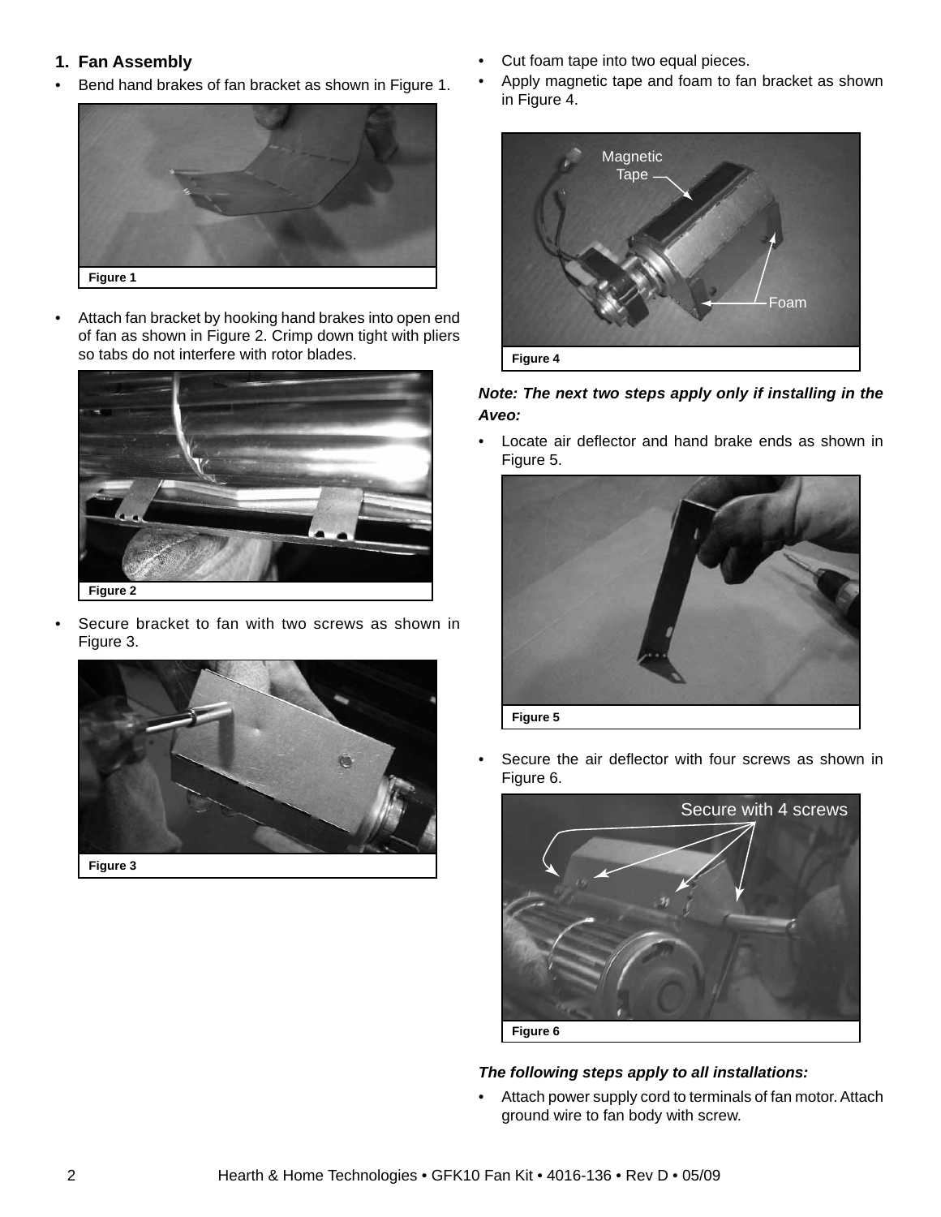## 1. Fan Assembly

- Bend hand brakes of fan bracket as shown in Figure 1.

Figure 1

- Attach fan bracket by hooking hand brakes into open end of fan as shown in Figure 2. Crimp down tight with pliers so tabs do not interfere with rotor blades.

Figure 2

- Secure bracket to fan with two screws as shown in Figure 3.

Figure 3

- Cut foam tape into two equal pieces.
- Apply magnetic tape and foam to fan bracket as shown in Figure 4.

Magnetic Tape

Foam

Figure 4

***Note: The next two steps apply only if installing in the Aveo:***

- Locate air deflector and hand brake ends as shown in Figure 5.

Figure 5

- Secure the air deflector with four screws as shown in Figure 6.

Secure with 4 screws

Figure 6

***The following steps apply to all installations:***

- Attach power supply cord to terminals of fan motor. Attach ground wire to fan body with screw.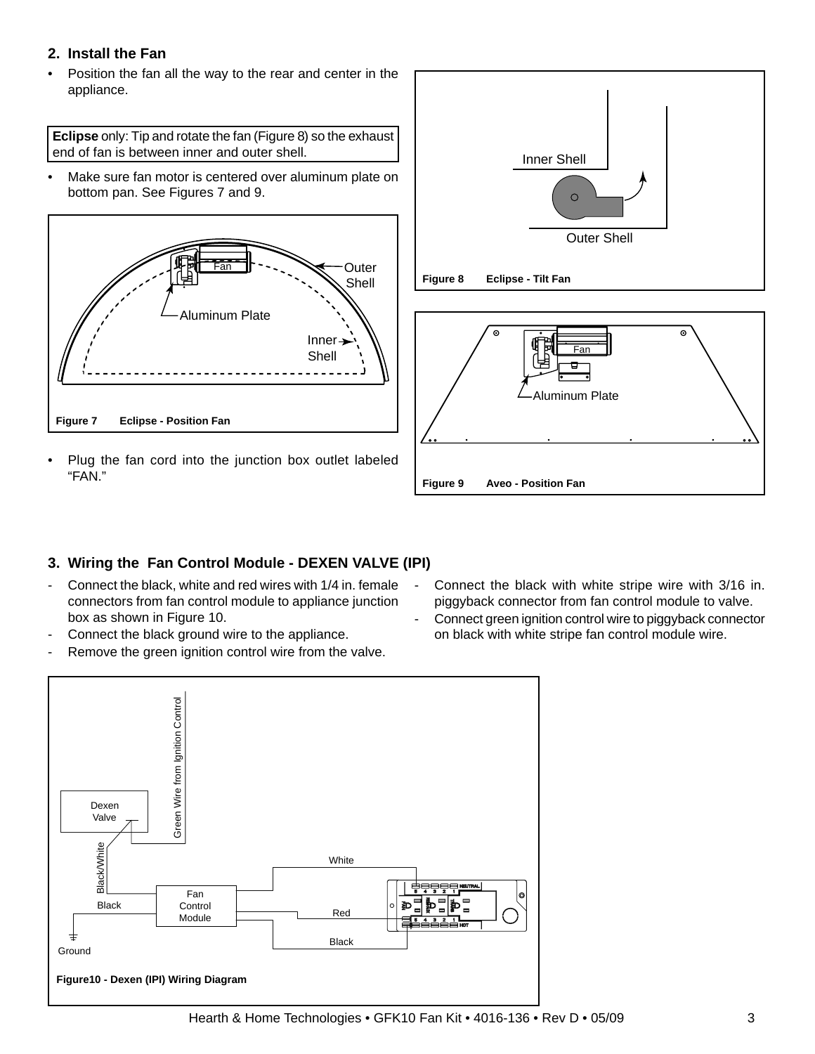## 2. Install the Fan

- Position the fan all the way to the rear and center in the appliance.

**Eclipse** only: Tip and rotate the fan (Figure 8) so the exhaust end of fan is between inner and outer shell.

- Make sure fan motor is centered over aluminum plate on bottom pan. See Figures 7 and 9.

**Figure 7 Eclipse - Position Fan**

- Plug the fan cord into the junction box outlet labeled "FAN."

**Figure 8 Eclipse - Tilt Fan**

**Figure 9 Aveo - Position Fan**

## 3. Wiring the Fan Control Module - DEXEN VALVE (IPI)

- Connect the black, white and red wires with 1/4 in. female connectors from fan control module to appliance junction box as shown in Figure 10.
- Connect the black ground wire to the appliance.
- Remove the green ignition control wire from the valve.
- Connect the black with white stripe wire with 3/16 in. piggyback connector from fan control module to valve.
- Connect green ignition control wire to piggyback connector on black with white stripe fan control module wire.

**Figure10 - Dexen (IPI) Wiring Diagram**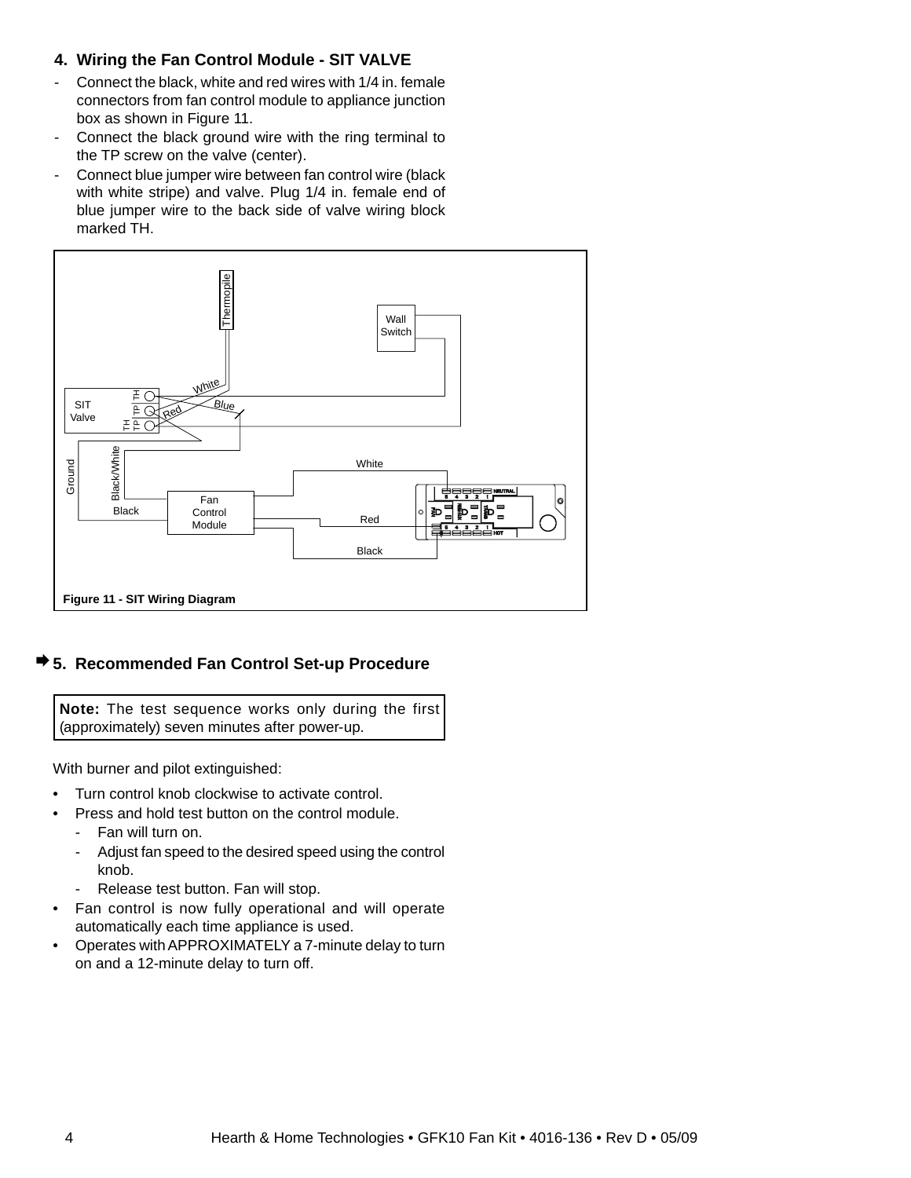## 4. Wiring the Fan Control Module - SIT VALVE

- Connect the black, white and red wires with 1/4 in. female connectors from fan control module to appliance junction box as shown in Figure 11.
- Connect the black ground wire with the ring terminal to the TP screw on the valve (center).
- Connect blue jumper wire between fan control wire (black with white stripe) and valve. Plug 1/4 in. female end of blue jumper wire to the back side of valve wiring block marked TH.

Thermopile
Wall Switch
White
Blue
Red
SIT Valve
TH
TP
TH
TP
Ground
Black/White
Black
Fan Control Module
White
Red
Black

**Figure 11 - SIT Wiring Diagram**

## 5. Recommended Fan Control Set-up Procedure

**Note:** The test sequence works only during the first (approximately) seven minutes after power-up.

With burner and pilot extinguished:

- Turn control knob clockwise to activate control.
- Press and hold test button on the control module.
  - Fan will turn on.
  - Adjust fan speed to the desired speed using the control knob.
  - Release test button. Fan will stop.
- Fan control is now fully operational and will operate automatically each time appliance is used.
- Operates with APPROXIMATELY a 7-minute delay to turn on and a 12-minute delay to turn off.